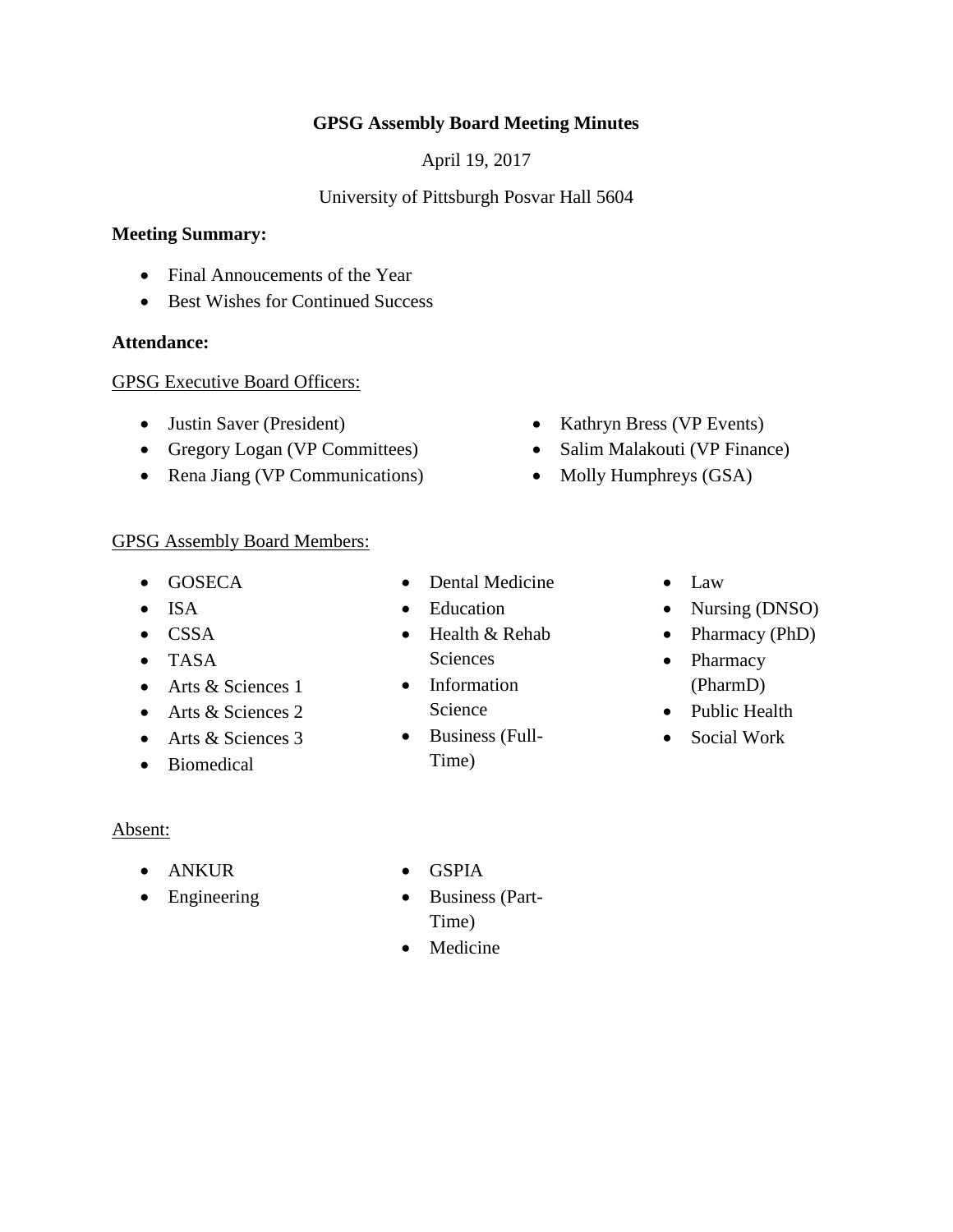**GPSG Assembly Board Meeting Minutes**

April 19, 2017

University of Pittsburgh Posvar Hall 5604

**Meeting Summary:**

- Final Annoucements of the Year
- Best Wishes for Continued Success

**Attendance:**

GPSG Executive Board Officers:

- Justin Saver (President)
- Gregory Logan (VP Committees)
- Rena Jiang (VP Communications)
- Kathryn Bress (VP Events)
- Salim Malakouti (VP Finance)
- Molly Humphreys (GSA)

GPSG Assembly Board Members:

- GOSECA
- ISA
- CSSA
- TASA
- Arts & Sciences 1
- Arts & Sciences 2
- Arts & Sciences 3
- Biomedical
- Dental Medicine
- Education
- Health & Rehab Sciences
- Information Science
- Business (Full-Time)
- Law
- Nursing (DNSO)
- Pharmacy (PhD)
- Pharmacy (PharmD)
- Public Health
- Social Work

Absent:

- ANKUR
- Engineering
- GSPIA
- Business (Part-Time)
- Medicine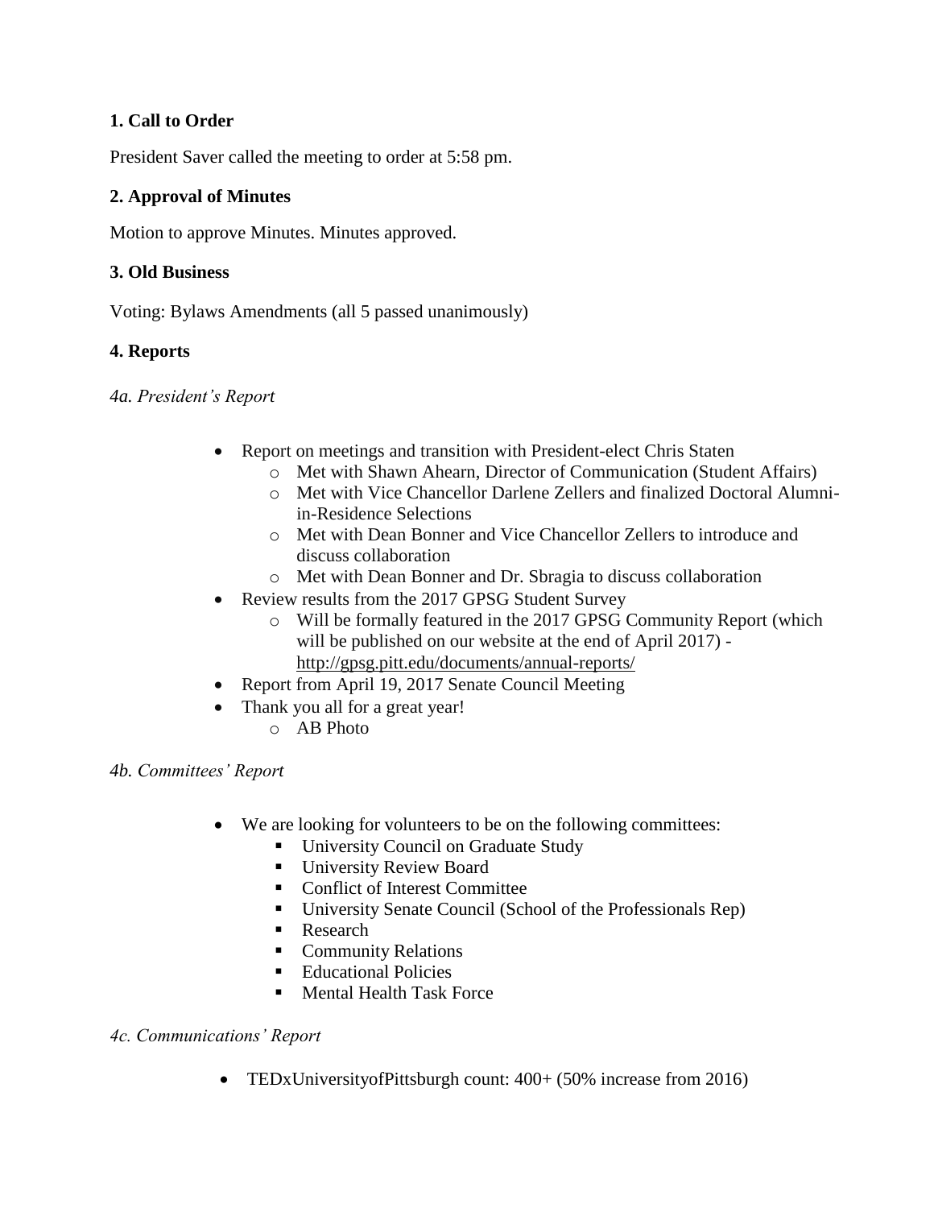**1. Call to Order**

President Saver called the meeting to order at 5:58 pm.

**2. Approval of Minutes**

Motion to approve Minutes. Minutes approved.

**3. Old Business**

Voting: Bylaws Amendments (all 5 passed unanimously)

**4. Reports**

*4a. President's Report*

- Report on meetings and transition with President-elect Chris Staten
  - Met with Shawn Ahearn, Director of Communication (Student Affairs)
  - Met with Vice Chancellor Darlene Zellers and finalized Doctoral Alumni-in-Residence Selections
  - Met with Dean Bonner and Vice Chancellor Zellers to introduce and discuss collaboration
  - Met with Dean Bonner and Dr. Sbragia to discuss collaboration
- Review results from the 2017 GPSG Student Survey
  - Will be formally featured in the 2017 GPSG Community Report (which will be published on our website at the end of April 2017) - http://gpsg.pitt.edu/documents/annual-reports/
- Report from April 19, 2017 Senate Council Meeting
- Thank you all for a great year!
  - AB Photo

*4b. Committees' Report*

- We are looking for volunteers to be on the following committees:
  - University Council on Graduate Study
  - University Review Board
  - Conflict of Interest Committee
  - University Senate Council (School of the Professionals Rep)
  - Research
  - Community Relations
  - Educational Policies
  - Mental Health Task Force

*4c. Communications' Report*

- TEDxUniversityofPittsburgh count: 400+ (50% increase from 2016)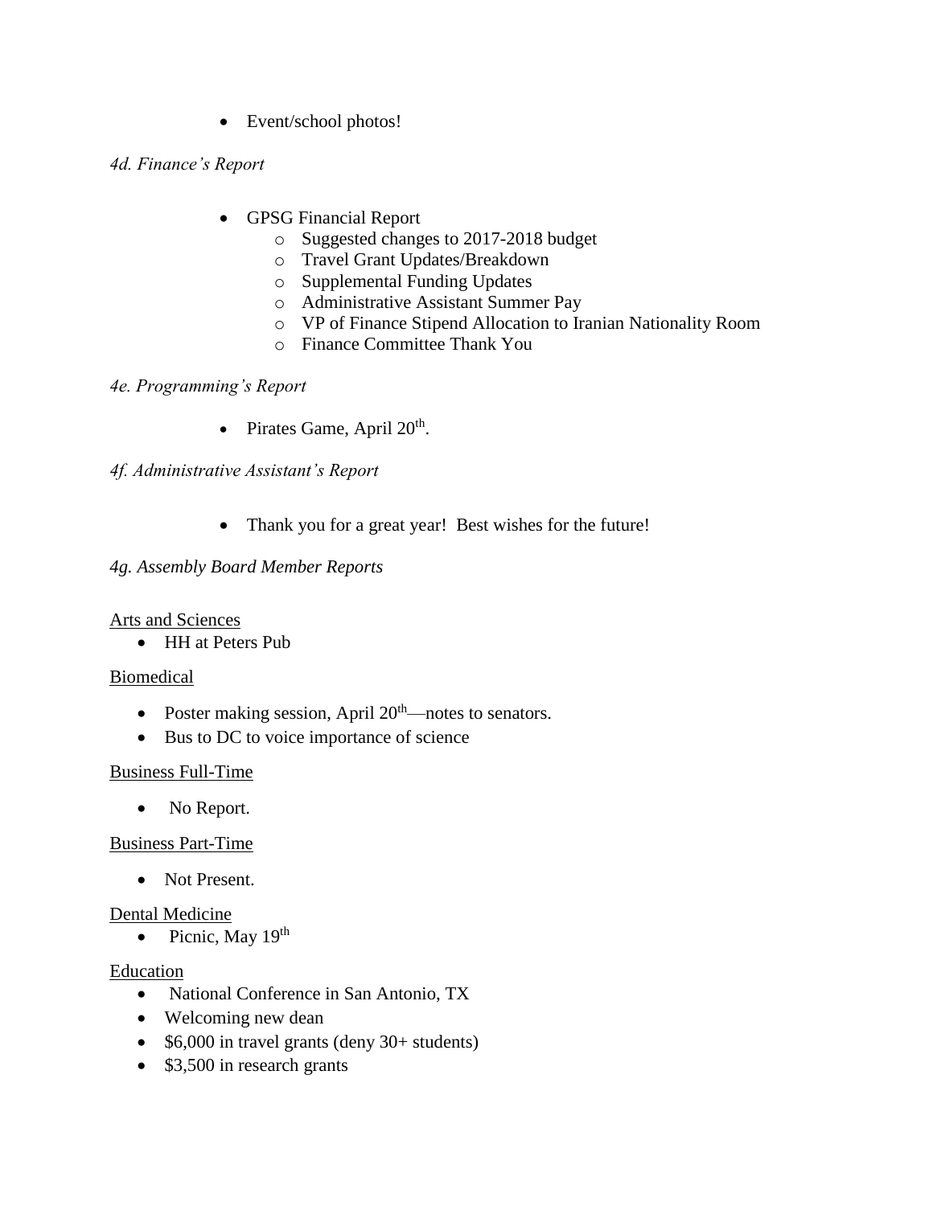- Event/school photos!

*4d. Finance's Report*

- GPSG Financial Report
    - Suggested changes to 2017-2018 budget
    - Travel Grant Updates/Breakdown
    - Supplemental Funding Updates
    - Administrative Assistant Summer Pay
    - VP of Finance Stipend Allocation to Iranian Nationality Room
    - Finance Committee Thank You

*4e. Programming's Report*

- Pirates Game, April 20th.

*4f. Administrative Assistant's Report*

- Thank you for a great year! Best wishes for the future!

*4g. Assembly Board Member Reports*

<u>Arts and Sciences</u>

- HH at Peters Pub

<u>Biomedical</u>

- Poster making session, April 20th—notes to senators.
- Bus to DC to voice importance of science

<u>Business Full-Time</u>

- No Report.

<u>Business Part-Time</u>

- Not Present.

<u>Dental Medicine</u>

- Picnic, May 19th

<u>Education</u>

- National Conference in San Antonio, TX
- Welcoming new dean
- $6,000 in travel grants (deny 30+ students)
- $3,500 in research grants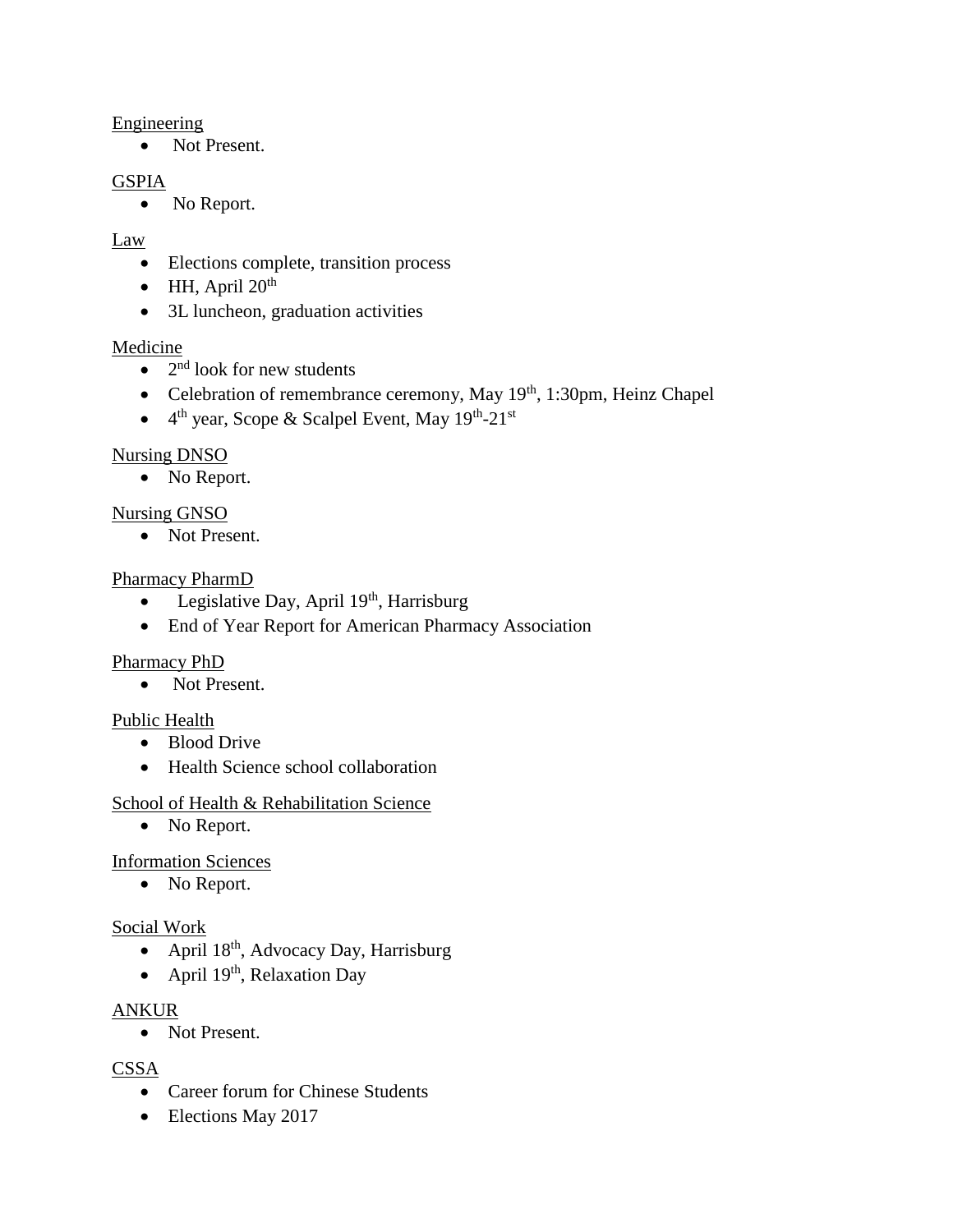Engineering

- Not Present.

GSPIA

- No Report.

Law

- Elections complete, transition process
- HH, April 20th
- 3L luncheon, graduation activities

Medicine

- 2nd look for new students
- Celebration of remembrance ceremony, May 19th, 1:30pm, Heinz Chapel
- 4th year, Scope & Scalpel Event, May 19th-21st

Nursing DNSO

- No Report.

Nursing GNSO

- Not Present.

Pharmacy PharmD

- Legislative Day, April 19th, Harrisburg
- End of Year Report for American Pharmacy Association

Pharmacy PhD

- Not Present.

Public Health

- Blood Drive
- Health Science school collaboration

School of Health & Rehabilitation Science

- No Report.

Information Sciences

- No Report.

Social Work

- April 18th, Advocacy Day, Harrisburg
- April 19th, Relaxation Day

ANKUR

- Not Present.

CSSA

- Career forum for Chinese Students
- Elections May 2017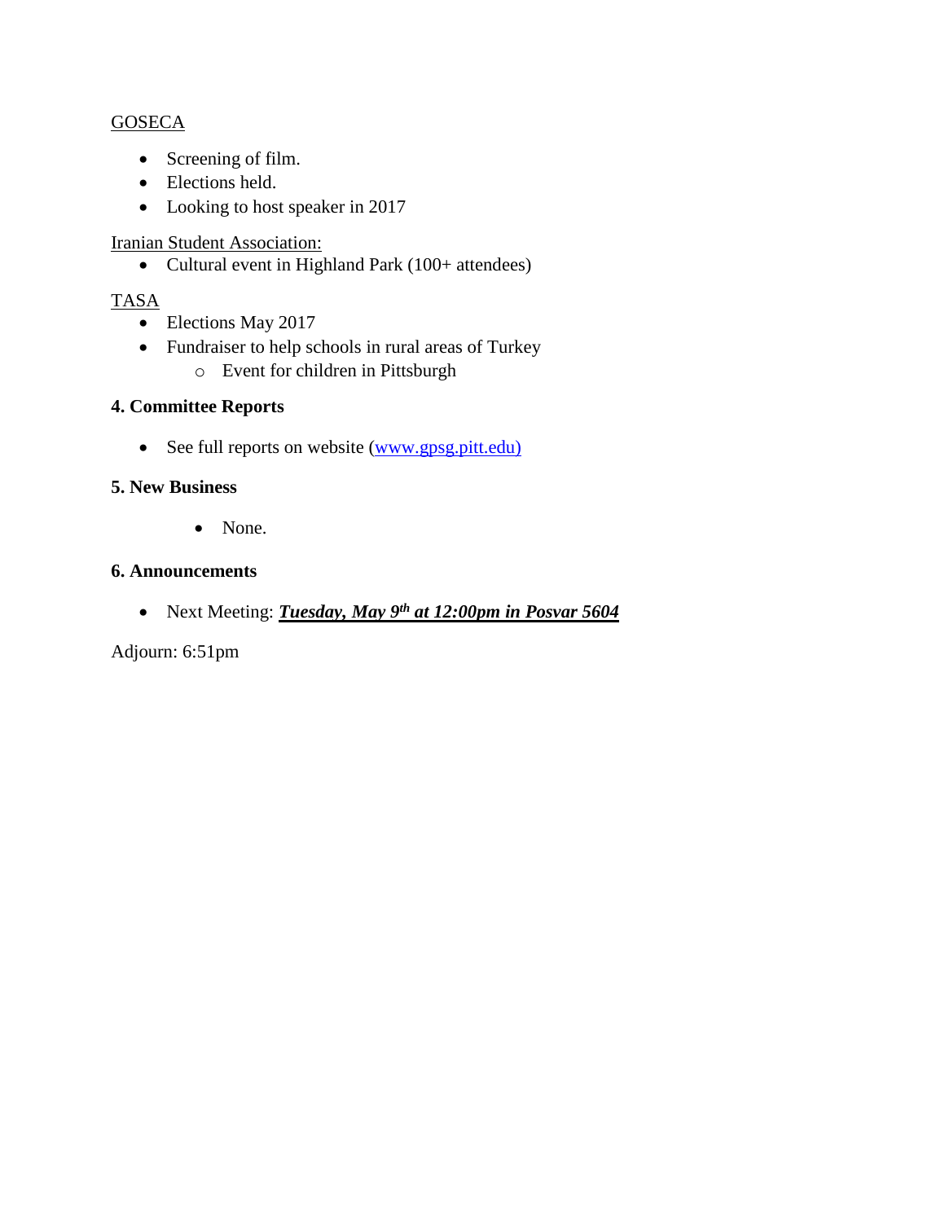<u>GOSECA</u>

- Screening of film.
- Elections held.
- Looking to host speaker in 2017

<u>Iranian Student Association:</u>

- Cultural event in Highland Park (100+ attendees)

<u>TASA</u>

- Elections May 2017
- Fundraiser to help schools in rural areas of Turkey
  - Event for children in Pittsburgh

**4. Committee Reports**

- See full reports on website (www.gpsg.pitt.edu)

**5. New Business**

- None.

**6. Announcements**

- Next Meeting: ***<u>Tuesday, May 9th at 12:00pm in Posvar 5604</u>***

Adjourn: 6:51pm